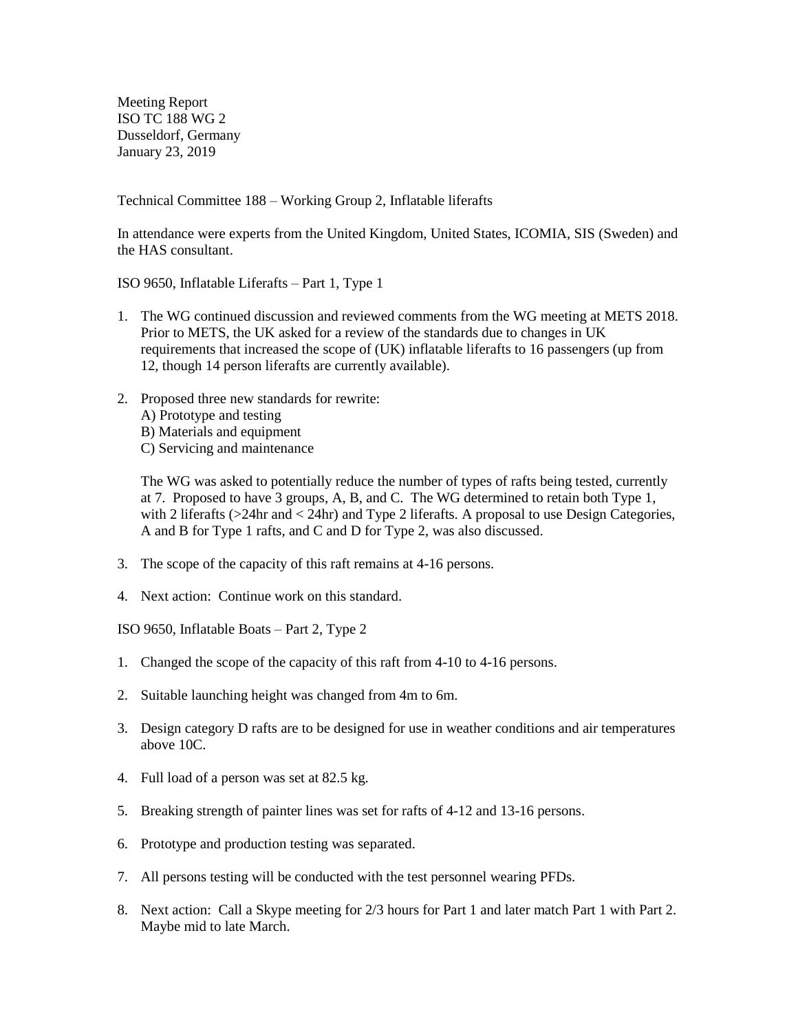Meeting Report
ISO TC 188 WG 2
Dusseldorf, Germany
January 23, 2019

Technical Committee 188 – Working Group 2, Inflatable liferafts

In attendance were experts from the United Kingdom, United States, ICOMIA, SIS (Sweden) and the HAS consultant.

ISO 9650, Inflatable Liferafts – Part 1, Type 1

1. The WG continued discussion and reviewed comments from the WG meeting at METS 2018. Prior to METS, the UK asked for a review of the standards due to changes in UK requirements that increased the scope of (UK) inflatable liferafts to 16 passengers (up from 12, though 14 person liferafts are currently available).

2. Proposed three new standards for rewrite:
   A) Prototype and testing
   B) Materials and equipment
   C) Servicing and maintenance

   The WG was asked to potentially reduce the number of types of rafts being tested, currently at 7. Proposed to have 3 groups, A, B, and C. The WG determined to retain both Type 1, with 2 liferafts (>24hr and < 24hr) and Type 2 liferafts. A proposal to use Design Categories, A and B for Type 1 rafts, and C and D for Type 2, was also discussed.

3. The scope of the capacity of this raft remains at 4-16 persons.

4. Next action: Continue work on this standard.

ISO 9650, Inflatable Boats – Part 2, Type 2

1. Changed the scope of the capacity of this raft from 4-10 to 4-16 persons.

2. Suitable launching height was changed from 4m to 6m.

3. Design category D rafts are to be designed for use in weather conditions and air temperatures above 10C.

4. Full load of a person was set at 82.5 kg.

5. Breaking strength of painter lines was set for rafts of 4-12 and 13-16 persons.

6. Prototype and production testing was separated.

7. All persons testing will be conducted with the test personnel wearing PFDs.

8. Next action: Call a Skype meeting for 2/3 hours for Part 1 and later match Part 1 with Part 2. Maybe mid to late March.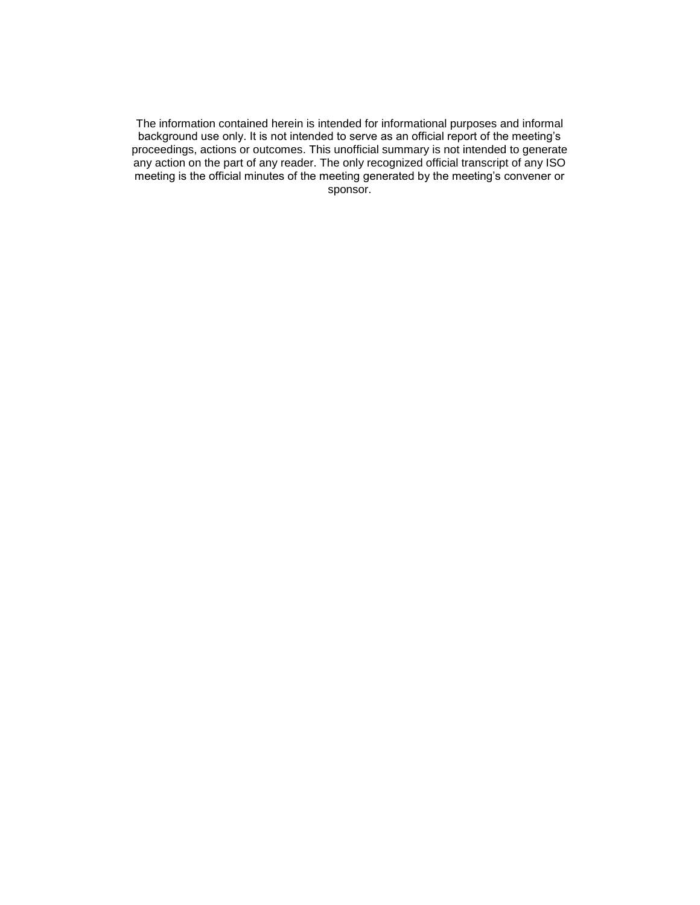The information contained herein is intended for informational purposes and informal background use only. It is not intended to serve as an official report of the meeting's proceedings, actions or outcomes. This unofficial summary is not intended to generate any action on the part of any reader. The only recognized official transcript of any ISO meeting is the official minutes of the meeting generated by the meeting's convener or sponsor.